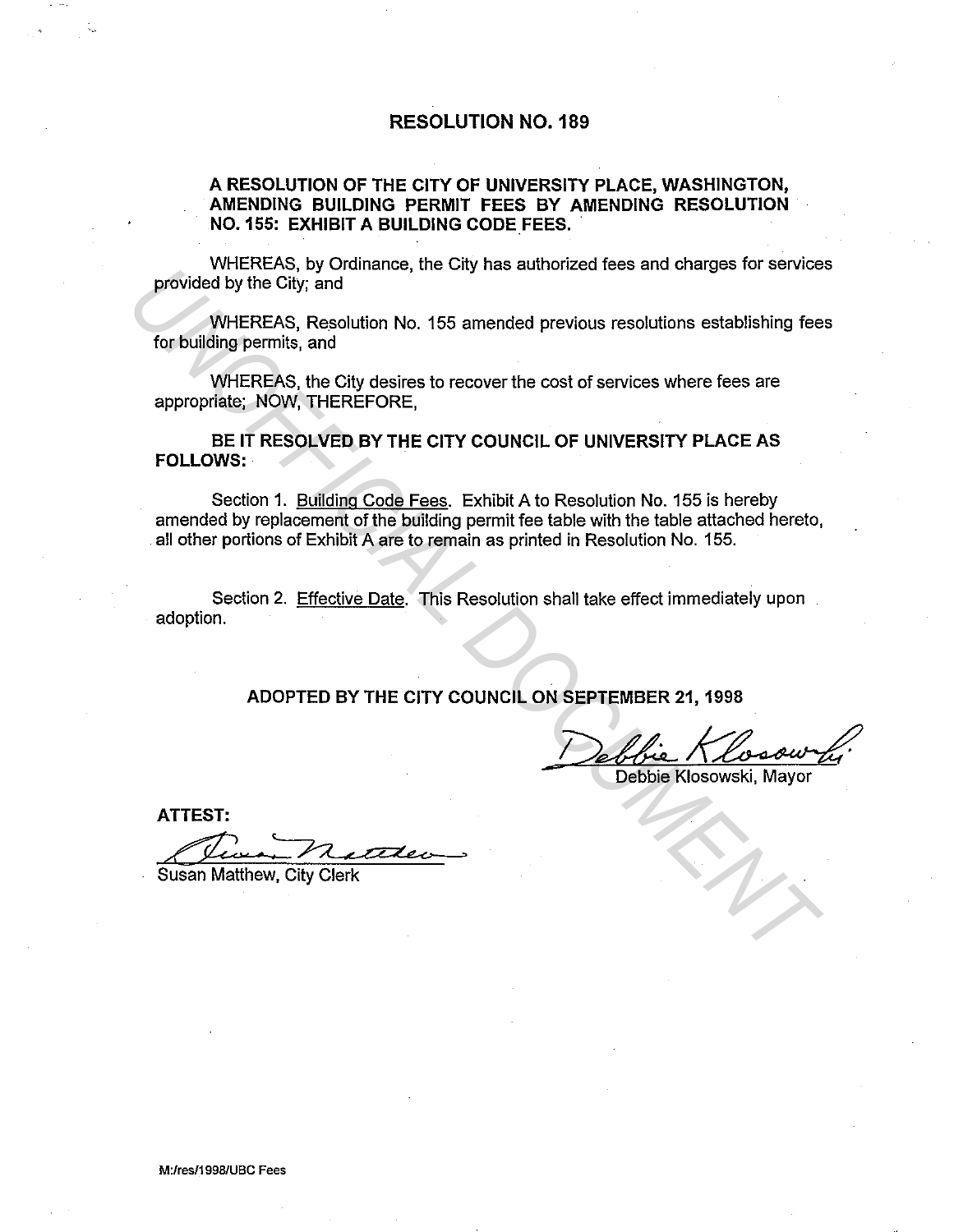# RESOLUTION NO. 189

## A RESOLUTION OF THE CITY OF UNIVERSITY PLACE, WASHINGTON, AMENDING BUILDING PERMIT FEES BY AMENDING RESOLUTION NO. 155: EXHIBIT A BUILDING CODE FEES.

WHEREAS, by Ordinance, the City has authorized fees and charges for services provided by the City; and

WHEREAS, Resolution No. 155 amended previous resolutions establishing fees for building permits, and

WHEREAS, the City desires to recover the cost of services where fees are appropriate; NOW, THEREFORE,

**BE IT RESOLVED BY THE CITY COUNCIL OF UNIVERSITY PLACE AS FOLLOWS:**

Section 1. Building Code Fees. Exhibit A to Resolution No. 155 is hereby amended by replacement of the building permit fee table with the table attached hereto, all other portions of Exhibit A are to remain as printed in Resolution No. 155.

Section 2. Effective Date. This Resolution shall take effect immediately upon adoption.

**ADOPTED BY THE CITY COUNCIL ON SEPTEMBER 21, 1998**

Debbie Klosowski, Mayor

**ATTEST:**

Susan Matthew, City Clerk

M:/res/1998/UBC Fees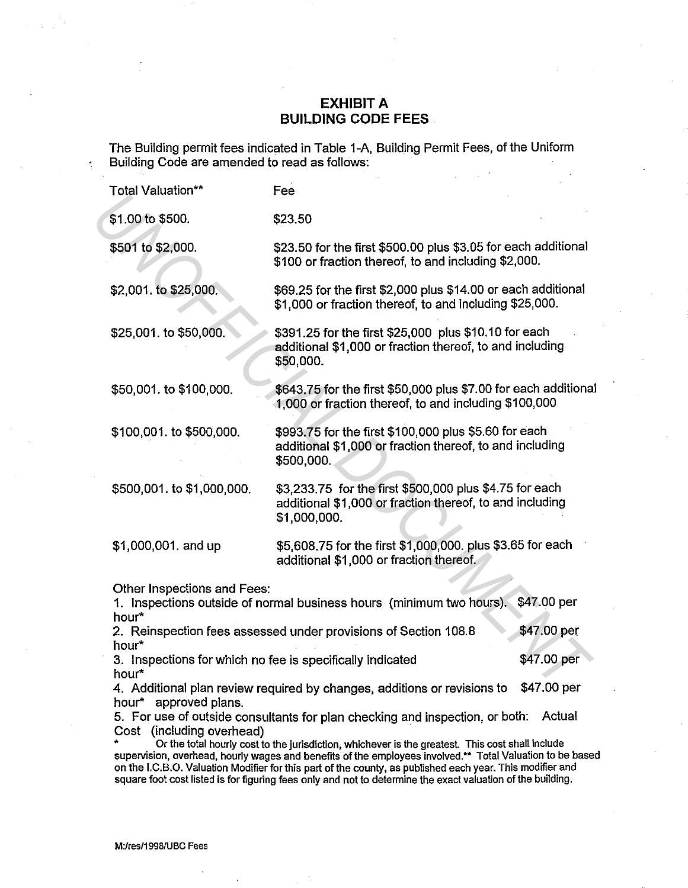# EXHIBIT A
## BUILDING CODE FEES

The Building permit fees indicated in Table 1-A, Building Permit Fees, of the Uniform Building Code are amended to read as follows:

| Total Valuation** | Fee |
|---|---|
| $1.00 to $500. | $23.50 |
| $501 to $2,000. | $23.50 for the first $500.00 plus $3.05 for each additional $100 or fraction thereof, to and including $2,000. |
| $2,001. to $25,000. | $69.25 for the first $2,000 plus $14.00 or each additional $1,000 or fraction thereof, to and including $25,000. |
| $25,001. to $50,000. | $391.25 for the first $25,000 plus $10.10 for each additional $1,000 or fraction thereof, to and including $50,000. |
| $50,001. to $100,000. | $643.75 for the first $50,000 plus $7.00 for each additional 1,000 or fraction thereof, to and including $100,000 |
| $100,001. to $500,000. | $993.75 for the first $100,000 plus $5.60 for each additional $1,000 or fraction thereof, to and including $500,000. |
| $500,001. to $1,000,000. | $3,233.75 for the first $500,000 plus $4.75 for each additional $1,000 or fraction thereof, to and including $1,000,000. |
| $1,000,001. and up | $5,608.75 for the first $1,000,000. plus $3.65 for each additional $1,000 or fraction thereof. |

Other Inspections and Fees:

1. Inspections outside of normal business hours (minimum two hours). $47.00 per hour*
2. Reinspection fees assessed under provisions of Section 108.8 $47.00 per hour*
3. Inspections for which no fee is specifically indicated $47.00 per hour*
4. Additional plan review required by changes, additions or revisions to approved plans. $47.00 per hour*
5. For use of outside consultants for plan checking and inspection, or both: Actual Cost (including overhead)

\* Or the total hourly cost to the jurisdiction, whichever is the greatest. This cost shall include supervision, overhead, hourly wages and benefits of the employees involved.** Total Valuation to be based on the I.C.B.O. Valuation Modifier for this part of the county, as published each year. This modifier and square foot cost listed is for figuring fees only and not to determine the exact valuation of the building.

M:/res/1998/UBC Fees